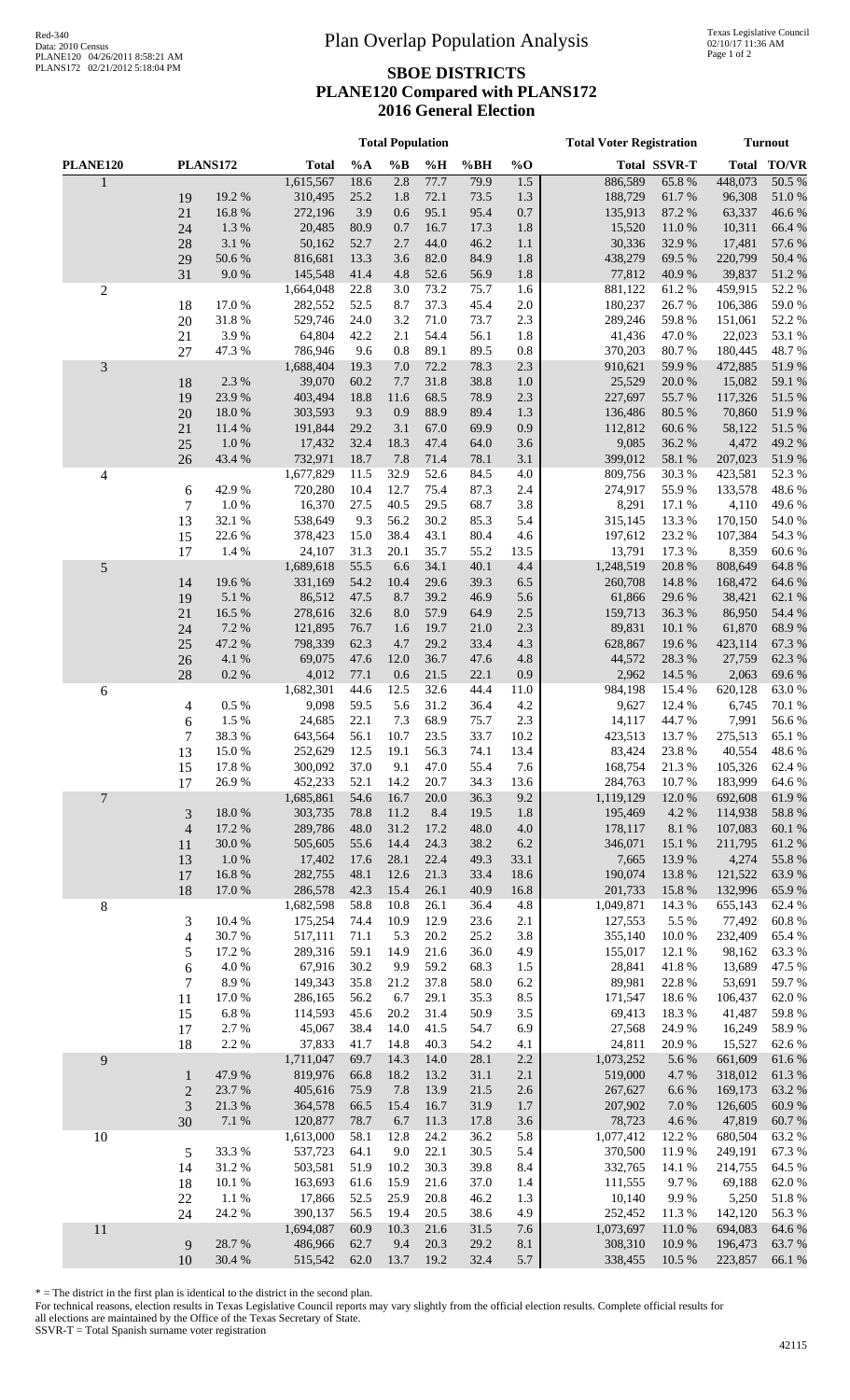Red-340
Data: 2010 Census
PLANE120 04/26/2011 8:58:21 AM
PLANS172 02/21/2012 5:18:04 PM

# Plan Overlap Population Analysis

Texas Legislative Council
02/10/17 11:36 AM

## SBOE DISTRICTS
## PLANE120 Compared with PLANS172
## 2016 General Election

| PLANE120 | PLANS172 | | Total Population | | | | | | Total Voter Registration | | Turnout | |
|---|---|---|---|---|---|---|---|---|---|---|---|---|
| | | | Total | %A | %B | %H | %BH | %O | Total | SSVR-T | Total | TO/VR |
| 1 | | | 1,615,567 | 18.6 | 2.8 | 77.7 | 79.9 | 1.5 | 886,589 | 65.8 % | 448,073 | 50.5 % |
| | 19 | 19.2 % | 310,495 | 25.2 | 1.8 | 72.1 | 73.5 | 1.3 | 188,729 | 61.7 % | 96,308 | 51.0 % |
| | 21 | 16.8 % | 272,196 | 3.9 | 0.6 | 95.1 | 95.4 | 0.7 | 135,913 | 87.2 % | 63,337 | 46.6 % |
| | 24 | 1.3 % | 20,485 | 80.9 | 0.7 | 16.7 | 17.3 | 1.8 | 15,520 | 11.0 % | 10,311 | 66.4 % |
| | 28 | 3.1 % | 50,162 | 52.7 | 2.7 | 44.0 | 46.2 | 1.1 | 30,336 | 32.9 % | 17,481 | 57.6 % |
| | 29 | 50.6 % | 816,681 | 13.3 | 3.6 | 82.0 | 84.9 | 1.8 | 438,279 | 69.5 % | 220,799 | 50.4 % |
| | 31 | 9.0 % | 145,548 | 41.4 | 4.8 | 52.6 | 56.9 | 1.8 | 77,812 | 40.9 % | 39,837 | 51.2 % |
| 2 | | | 1,664,048 | 22.8 | 3.0 | 73.2 | 75.7 | 1.6 | 881,122 | 61.2 % | 459,915 | 52.2 % |
| | 18 | 17.0 % | 282,552 | 52.5 | 8.7 | 37.3 | 45.4 | 2.0 | 180,237 | 26.7 % | 106,386 | 59.0 % |
| | 20 | 31.8 % | 529,746 | 24.0 | 3.2 | 71.0 | 73.7 | 2.3 | 289,246 | 59.8 % | 151,061 | 52.2 % |
| | 21 | 3.9 % | 64,804 | 42.2 | 2.1 | 54.4 | 56.1 | 1.8 | 41,436 | 47.0 % | 22,023 | 53.1 % |
| | 27 | 47.3 % | 786,946 | 9.6 | 0.8 | 89.1 | 89.5 | 0.8 | 370,203 | 80.7 % | 180,445 | 48.7 % |
| 3 | | | 1,688,404 | 19.3 | 7.0 | 72.2 | 78.3 | 2.3 | 910,621 | 59.9 % | 472,885 | 51.9 % |
| | 18 | 2.3 % | 39,070 | 60.2 | 7.7 | 31.8 | 38.8 | 1.0 | 25,529 | 20.0 % | 15,082 | 59.1 % |
| | 19 | 23.9 % | 403,494 | 18.8 | 11.6 | 68.5 | 78.9 | 2.3 | 227,697 | 55.7 % | 117,326 | 51.5 % |
| | 20 | 18.0 % | 303,593 | 9.3 | 0.9 | 88.9 | 89.4 | 1.3 | 136,486 | 80.5 % | 70,860 | 51.9 % |
| | 21 | 11.4 % | 191,844 | 29.2 | 3.1 | 67.0 | 69.9 | 0.9 | 112,812 | 60.6 % | 58,122 | 51.5 % |
| | 25 | 1.0 % | 17,432 | 32.4 | 18.3 | 47.4 | 64.0 | 3.6 | 9,085 | 36.2 % | 4,472 | 49.2 % |
| | 26 | 43.4 % | 732,971 | 18.7 | 7.8 | 71.4 | 78.1 | 3.1 | 399,012 | 58.1 % | 207,023 | 51.9 % |
| 4 | | | 1,677,829 | 11.5 | 32.9 | 52.6 | 84.5 | 4.0 | 809,756 | 30.3 % | 423,581 | 52.3 % |
| | 6 | 42.9 % | 720,280 | 10.4 | 12.7 | 75.4 | 87.3 | 2.4 | 274,917 | 55.9 % | 133,578 | 48.6 % |
| | 7 | 1.0 % | 16,370 | 27.5 | 40.5 | 29.5 | 68.7 | 3.8 | 8,291 | 17.1 % | 4,110 | 49.6 % |
| | 13 | 32.1 % | 538,649 | 9.3 | 56.2 | 30.2 | 85.3 | 5.4 | 315,145 | 13.3 % | 170,150 | 54.0 % |
| | 15 | 22.6 % | 378,423 | 15.0 | 38.4 | 43.1 | 80.4 | 4.6 | 197,612 | 23.2 % | 107,384 | 54.3 % |
| | 17 | 1.4 % | 24,107 | 31.3 | 20.1 | 35.7 | 55.2 | 13.5 | 13,791 | 17.3 % | 8,359 | 60.6 % |
| 5 | | | 1,689,618 | 55.5 | 6.6 | 34.1 | 40.1 | 4.4 | 1,248,519 | 20.8 % | 808,649 | 64.8 % |
| | 14 | 19.6 % | 331,169 | 54.2 | 10.4 | 29.6 | 39.3 | 6.5 | 260,708 | 14.8 % | 168,472 | 64.6 % |
| | 19 | 5.1 % | 86,512 | 47.5 | 8.7 | 39.2 | 46.9 | 5.6 | 61,866 | 29.6 % | 38,421 | 62.1 % |
| | 21 | 16.5 % | 278,616 | 32.6 | 8.0 | 57.9 | 64.9 | 2.5 | 159,713 | 36.3 % | 86,950 | 54.4 % |
| | 24 | 7.2 % | 121,895 | 76.7 | 1.6 | 19.7 | 21.0 | 2.3 | 89,831 | 10.1 % | 61,870 | 68.9 % |
| | 25 | 47.2 % | 798,339 | 62.3 | 4.7 | 29.2 | 33.4 | 4.3 | 628,867 | 19.6 % | 423,114 | 67.3 % |
| | 26 | 4.1 % | 69,075 | 47.6 | 12.0 | 36.7 | 47.6 | 4.8 | 44,572 | 28.3 % | 27,759 | 62.3 % |
| | 28 | 0.2 % | 4,012 | 77.1 | 0.6 | 21.5 | 22.1 | 0.9 | 2,962 | 14.5 % | 2,063 | 69.6 % |
| 6 | | | 1,682,301 | 44.6 | 12.5 | 32.6 | 44.4 | 11.0 | 984,198 | 15.4 % | 620,128 | 63.0 % |
| | 4 | 0.5 % | 9,098 | 59.5 | 5.6 | 31.2 | 36.4 | 4.2 | 9,627 | 12.4 % | 6,745 | 70.1 % |
| | 6 | 1.5 % | 24,685 | 22.1 | 7.3 | 68.9 | 75.7 | 2.3 | 14,117 | 44.7 % | 7,991 | 56.6 % |
| | 7 | 38.3 % | 643,564 | 56.1 | 10.7 | 23.5 | 33.7 | 10.2 | 423,513 | 13.7 % | 275,513 | 65.1 % |
| | 13 | 15.0 % | 252,629 | 12.5 | 19.1 | 56.3 | 74.1 | 13.4 | 83,424 | 23.8 % | 40,554 | 48.6 % |
| | 15 | 17.8 % | 300,092 | 37.0 | 9.1 | 47.0 | 55.4 | 7.6 | 168,754 | 21.3 % | 105,326 | 62.4 % |
| | 17 | 26.9 % | 452,233 | 52.1 | 14.2 | 20.7 | 34.3 | 13.6 | 284,763 | 10.7 % | 183,999 | 64.6 % |
| 7 | | | 1,685,861 | 54.6 | 16.7 | 20.0 | 36.3 | 9.2 | 1,119,129 | 12.0 % | 692,608 | 61.9 % |
| | 3 | 18.0 % | 303,735 | 78.8 | 11.2 | 8.4 | 19.5 | 1.8 | 195,469 | 4.2 % | 114,938 | 58.8 % |
| | 4 | 17.2 % | 289,786 | 48.0 | 31.2 | 17.2 | 48.0 | 4.0 | 178,117 | 8.1 % | 107,083 | 60.1 % |
| | 11 | 30.0 % | 505,605 | 55.6 | 14.4 | 24.3 | 38.2 | 6.2 | 346,071 | 15.1 % | 211,795 | 61.2 % |
| | 13 | 1.0 % | 17,402 | 17.6 | 28.1 | 22.4 | 49.3 | 33.1 | 7,665 | 13.9 % | 4,274 | 55.8 % |
| | 17 | 16.8 % | 282,755 | 48.1 | 12.6 | 21.3 | 33.4 | 18.6 | 190,074 | 13.8 % | 121,522 | 63.9 % |
| | 18 | 17.0 % | 286,578 | 42.3 | 15.4 | 26.1 | 40.9 | 16.8 | 201,733 | 15.8 % | 132,996 | 65.9 % |
| 8 | | | 1,682,598 | 58.8 | 10.8 | 26.1 | 36.4 | 4.8 | 1,049,871 | 14.3 % | 655,143 | 62.4 % |
| | 3 | 10.4 % | 175,254 | 74.4 | 10.9 | 12.9 | 23.6 | 2.1 | 127,553 | 5.5 % | 77,492 | 60.8 % |
| | 4 | 30.7 % | 517,111 | 71.1 | 5.3 | 20.2 | 25.2 | 3.8 | 355,140 | 10.0 % | 232,409 | 65.4 % |
| | 5 | 17.2 % | 289,316 | 59.1 | 14.9 | 21.6 | 36.0 | 4.9 | 155,017 | 12.1 % | 98,162 | 63.3 % |
| | 6 | 4.0 % | 67,916 | 30.2 | 9.9 | 59.2 | 68.3 | 1.5 | 28,841 | 41.8 % | 13,689 | 47.5 % |
| | 7 | 8.9 % | 149,343 | 35.8 | 21.2 | 37.8 | 58.0 | 6.2 | 89,981 | 22.8 % | 53,691 | 59.7 % |
| | 11 | 17.0 % | 286,165 | 56.2 | 6.7 | 29.1 | 35.3 | 8.5 | 171,547 | 18.6 % | 106,437 | 62.0 % |
| | 15 | 6.8 % | 114,593 | 45.6 | 20.2 | 31.4 | 50.9 | 3.5 | 69,413 | 18.3 % | 41,487 | 59.8 % |
| | 17 | 2.7 % | 45,067 | 38.4 | 14.0 | 41.5 | 54.7 | 6.9 | 27,568 | 24.9 % | 16,249 | 58.9 % |
| | 18 | 2.2 % | 37,833 | 41.7 | 14.8 | 40.3 | 54.2 | 4.1 | 24,811 | 20.9 % | 15,527 | 62.6 % |
| 9 | | | 1,711,047 | 69.7 | 14.3 | 14.0 | 28.1 | 2.2 | 1,073,252 | 5.6 % | 661,609 | 61.6 % |
| | 1 | 47.9 % | 819,976 | 66.8 | 18.2 | 13.2 | 31.1 | 2.1 | 519,000 | 4.7 % | 318,012 | 61.3 % |
| | 2 | 23.7 % | 405,616 | 75.9 | 7.8 | 13.9 | 21.5 | 2.6 | 267,627 | 6.6 % | 169,173 | 63.2 % |
| | 3 | 21.3 % | 364,578 | 66.5 | 15.4 | 16.7 | 31.9 | 1.7 | 207,902 | 7.0 % | 126,605 | 60.9 % |
| | 30 | 7.1 % | 120,877 | 78.7 | 6.7 | 11.3 | 17.8 | 3.6 | 78,723 | 4.6 % | 47,819 | 60.7 % |
| 10 | | | 1,613,000 | 58.1 | 12.8 | 24.2 | 36.2 | 5.8 | 1,077,412 | 12.2 % | 680,504 | 63.2 % |
| | 5 | 33.3 % | 537,723 | 64.1 | 9.0 | 22.1 | 30.5 | 5.4 | 370,500 | 11.9 % | 249,191 | 67.3 % |
| | 14 | 31.2 % | 503,581 | 51.9 | 10.2 | 30.3 | 39.8 | 8.4 | 332,765 | 14.1 % | 214,755 | 64.5 % |
| | 18 | 10.1 % | 163,693 | 61.6 | 15.9 | 21.6 | 37.0 | 1.4 | 111,555 | 9.7 % | 69,188 | 62.0 % |
| | 22 | 1.1 % | 17,866 | 52.5 | 25.9 | 20.8 | 46.2 | 1.3 | 10,140 | 9.9 % | 5,250 | 51.8 % |
| | 24 | 24.2 % | 390,137 | 56.5 | 19.4 | 20.5 | 38.6 | 4.9 | 252,452 | 11.3 % | 142,120 | 56.3 % |
| 11 | | | 1,694,087 | 60.9 | 10.3 | 21.6 | 31.5 | 7.6 | 1,073,697 | 11.0 % | 694,083 | 64.6 % |
| | 9 | 28.7 % | 486,966 | 62.7 | 9.4 | 20.3 | 29.2 | 8.1 | 308,310 | 10.9 % | 196,473 | 63.7 % |
| | 10 | 30.4 % | 515,542 | 62.0 | 13.7 | 19.2 | 32.4 | 5.7 | 338,455 | 10.5 % | 223,857 | 66.1 % |

* = The district in the first plan is identical to the district in the second plan.
For technical reasons, election results in Texas Legislative Council reports may vary slightly from the official election results. Complete official results for all elections are maintained by the Office of the Texas Secretary of State.
SSVR-T = Total Spanish surname voter registration

42115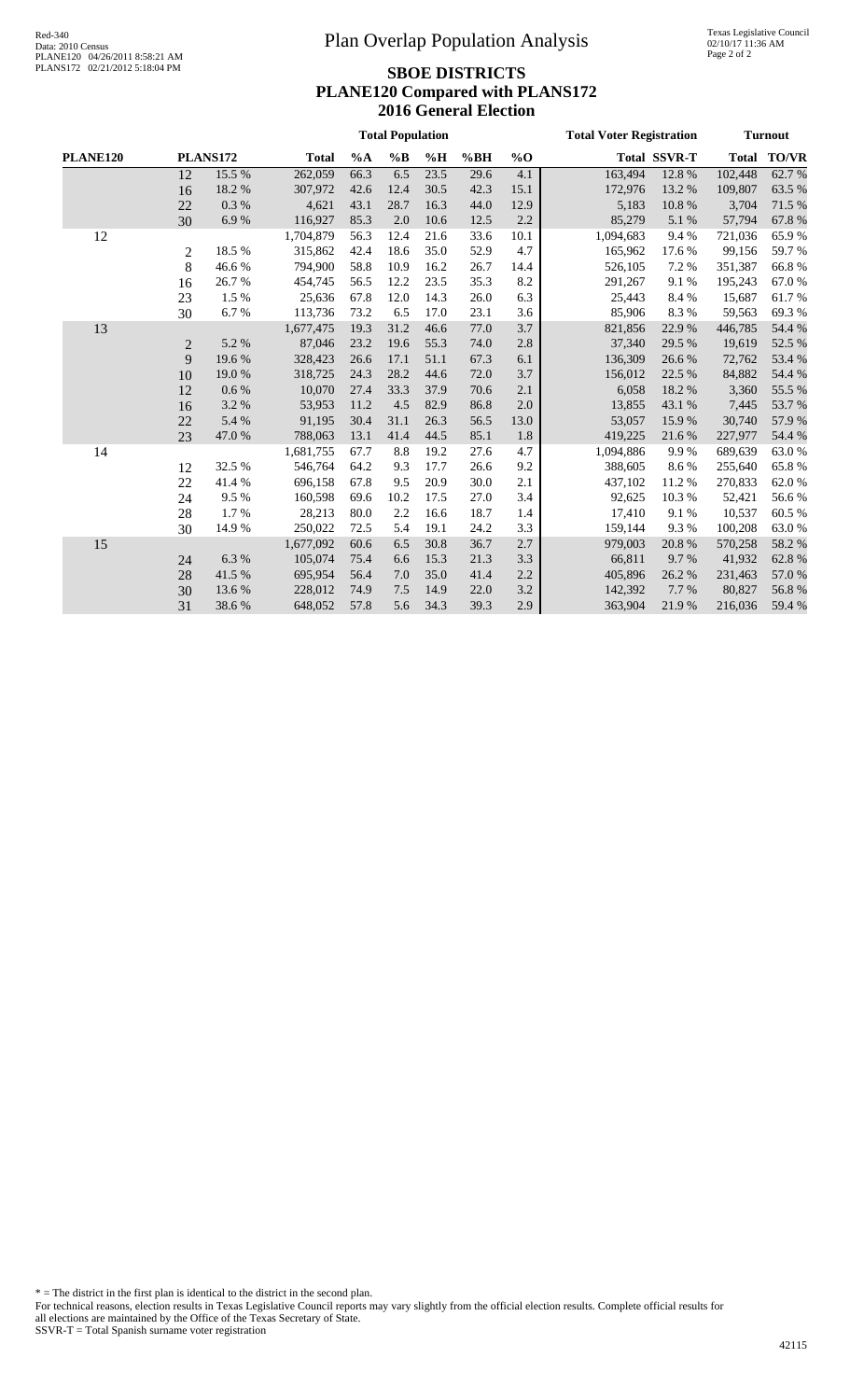Red-340
Data: 2010 Census
PLANE120 04/26/2011 8:58:21 AM
PLANS172 02/21/2012 5:18:04 PM

# Plan Overlap Population Analysis

Texas Legislative Council
02/10/17 11:36 AM

## SBOE DISTRICTS
## PLANE120 Compared with PLANS172
## 2016 General Election

| | | | Total Population | | | | | | | Total Voter Registration | | Turnout | |
|---|---|---|---|---|---|---|---|---|---|---|---|---|---|
| PLANE120 | PLANS172 | | Total | %A | %B | %H | %BH | %O | | Total | SSVR-T | Total | TO/VR |
| | 12 | 15.5 % | 262,059 | 66.3 | 6.5 | 23.5 | 29.6 | 4.1 | | 163,494 | 12.8 % | 102,448 | 62.7 % |
| | 16 | 18.2 % | 307,972 | 42.6 | 12.4 | 30.5 | 42.3 | 15.1 | | 172,976 | 13.2 % | 109,807 | 63.5 % |
| | 22 | 0.3 % | 4,621 | 43.1 | 28.7 | 16.3 | 44.0 | 12.9 | | 5,183 | 10.8 % | 3,704 | 71.5 % |
| | 30 | 6.9 % | 116,927 | 85.3 | 2.0 | 10.6 | 12.5 | 2.2 | | 85,279 | 5.1 % | 57,794 | 67.8 % |
| 12 | | | 1,704,879 | 56.3 | 12.4 | 21.6 | 33.6 | 10.1 | | 1,094,683 | 9.4 % | 721,036 | 65.9 % |
| | 2 | 18.5 % | 315,862 | 42.4 | 18.6 | 35.0 | 52.9 | 4.7 | | 165,962 | 17.6 % | 99,156 | 59.7 % |
| | 8 | 46.6 % | 794,900 | 58.8 | 10.9 | 16.2 | 26.7 | 14.4 | | 526,105 | 7.2 % | 351,387 | 66.8 % |
| | 16 | 26.7 % | 454,745 | 56.5 | 12.2 | 23.5 | 35.3 | 8.2 | | 291,267 | 9.1 % | 195,243 | 67.0 % |
| | 23 | 1.5 % | 25,636 | 67.8 | 12.0 | 14.3 | 26.0 | 6.3 | | 25,443 | 8.4 % | 15,687 | 61.7 % |
| | 30 | 6.7 % | 113,736 | 73.2 | 6.5 | 17.0 | 23.1 | 3.6 | | 85,906 | 8.3 % | 59,563 | 69.3 % |
| 13 | | | 1,677,475 | 19.3 | 31.2 | 46.6 | 77.0 | 3.7 | | 821,856 | 22.9 % | 446,785 | 54.4 % |
| | 2 | 5.2 % | 87,046 | 23.2 | 19.6 | 55.3 | 74.0 | 2.8 | | 37,340 | 29.5 % | 19,619 | 52.5 % |
| | 9 | 19.6 % | 328,423 | 26.6 | 17.1 | 51.1 | 67.3 | 6.1 | | 136,309 | 26.6 % | 72,762 | 53.4 % |
| | 10 | 19.0 % | 318,725 | 24.3 | 28.2 | 44.6 | 72.0 | 3.7 | | 156,012 | 22.5 % | 84,882 | 54.4 % |
| | 12 | 0.6 % | 10,070 | 27.4 | 33.3 | 37.9 | 70.6 | 2.1 | | 6,058 | 18.2 % | 3,360 | 55.5 % |
| | 16 | 3.2 % | 53,953 | 11.2 | 4.5 | 82.9 | 86.8 | 2.0 | | 13,855 | 43.1 % | 7,445 | 53.7 % |
| | 22 | 5.4 % | 91,195 | 30.4 | 31.1 | 26.3 | 56.5 | 13.0 | | 53,057 | 15.9 % | 30,740 | 57.9 % |
| | 23 | 47.0 % | 788,063 | 13.1 | 41.4 | 44.5 | 85.1 | 1.8 | | 419,225 | 21.6 % | 227,977 | 54.4 % |
| 14 | | | 1,681,755 | 67.7 | 8.8 | 19.2 | 27.6 | 4.7 | | 1,094,886 | 9.9 % | 689,639 | 63.0 % |
| | 12 | 32.5 % | 546,764 | 64.2 | 9.3 | 17.7 | 26.6 | 9.2 | | 388,605 | 8.6 % | 255,640 | 65.8 % |
| | 22 | 41.4 % | 696,158 | 67.8 | 9.5 | 20.9 | 30.0 | 2.1 | | 437,102 | 11.2 % | 270,833 | 62.0 % |
| | 24 | 9.5 % | 160,598 | 69.6 | 10.2 | 17.5 | 27.0 | 3.4 | | 92,625 | 10.3 % | 52,421 | 56.6 % |
| | 28 | 1.7 % | 28,213 | 80.0 | 2.2 | 16.6 | 18.7 | 1.4 | | 17,410 | 9.1 % | 10,537 | 60.5 % |
| | 30 | 14.9 % | 250,022 | 72.5 | 5.4 | 19.1 | 24.2 | 3.3 | | 159,144 | 9.3 % | 100,208 | 63.0 % |
| 15 | | | 1,677,092 | 60.6 | 6.5 | 30.8 | 36.7 | 2.7 | | 979,003 | 20.8 % | 570,258 | 58.2 % |
| | 24 | 6.3 % | 105,074 | 75.4 | 6.6 | 15.3 | 21.3 | 3.3 | | 66,811 | 9.7 % | 41,932 | 62.8 % |
| | 28 | 41.5 % | 695,954 | 56.4 | 7.0 | 35.0 | 41.4 | 2.2 | | 405,896 | 26.2 % | 231,463 | 57.0 % |
| | 30 | 13.6 % | 228,012 | 74.9 | 7.5 | 14.9 | 22.0 | 3.2 | | 142,392 | 7.7 % | 80,827 | 56.8 % |
| | 31 | 38.6 % | 648,052 | 57.8 | 5.6 | 34.3 | 39.3 | 2.9 | | 363,904 | 21.9 % | 216,036 | 59.4 % |

* = The district in the first plan is identical to the district in the second plan.
For technical reasons, election results in Texas Legislative Council reports may vary slightly from the official election results. Complete official results for all elections are maintained by the Office of the Texas Secretary of State.
SSVR-T = Total Spanish surname voter registration

42115